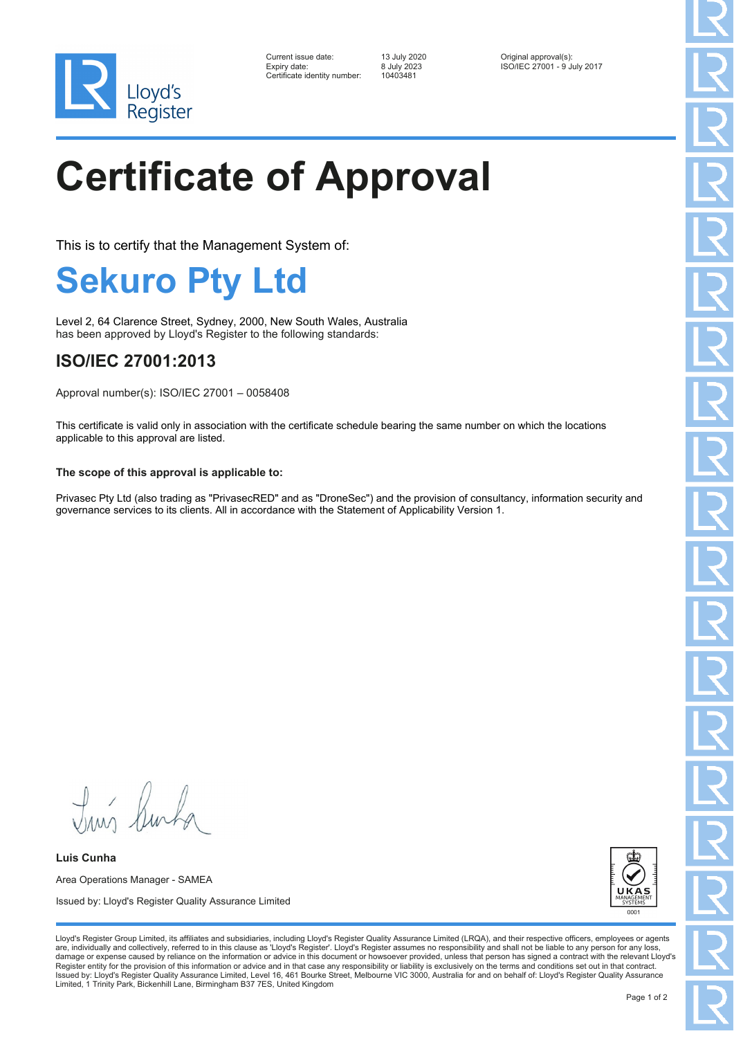Lloyd's Register

| | | |
|---|---|---|
| Current issue date: | 13 July 2020 | Original approval(s): |
| Expiry date: | 8 July 2023 | ISO/IEC 27001 - 9 July 2017 |
| Certificate identity number: | 10403481 | |

# Certificate of Approval

This is to certify that the Management System of:

## Sekuro Pty Ltd

Level 2, 64 Clarence Street, Sydney, 2000, New South Wales, Australia
has been approved by Lloyd's Register to the following standards:

### ISO/IEC 27001:2013

Approval number(s): ISO/IEC 27001 – 0058408

This certificate is valid only in association with the certificate schedule bearing the same number on which the locations applicable to this approval are listed.

**The scope of this approval is applicable to:**

Privasec Pty Ltd (also trading as "PrivasecRED" and as "DroneSec") and the provision of consultancy, information security and governance services to its clients. All in accordance with the Statement of Applicability Version 1.

**Luis Cunha**

Area Operations Manager - SAMEA

Issued by: Lloyd's Register Quality Assurance Limited

UKAS MANAGEMENT SYSTEMS
0001

Lloyd's Register Group Limited, its affiliates and subsidiaries, including Lloyd's Register Quality Assurance Limited (LRQA), and their respective officers, employees or agents are, individually and collectively, referred to in this clause as 'Lloyd's Register'. Lloyd's Register assumes no responsibility and shall not be liable to any person for any loss, damage or expense caused by reliance on the information or advice in this document or howsoever provided, unless that person has signed a contract with the relevant Lloyd's Register entity for the provision of this information or advice and in that case any responsibility or liability is exclusively on the terms and conditions set out in that contract.
Issued by: Lloyd's Register Quality Assurance Limited, Level 16, 461 Bourke Street, Melbourne VIC 3000, Australia for and on behalf of: Lloyd's Register Quality Assurance Limited, 1 Trinity Park, Bickenhill Lane, Birmingham B37 7ES, United Kingdom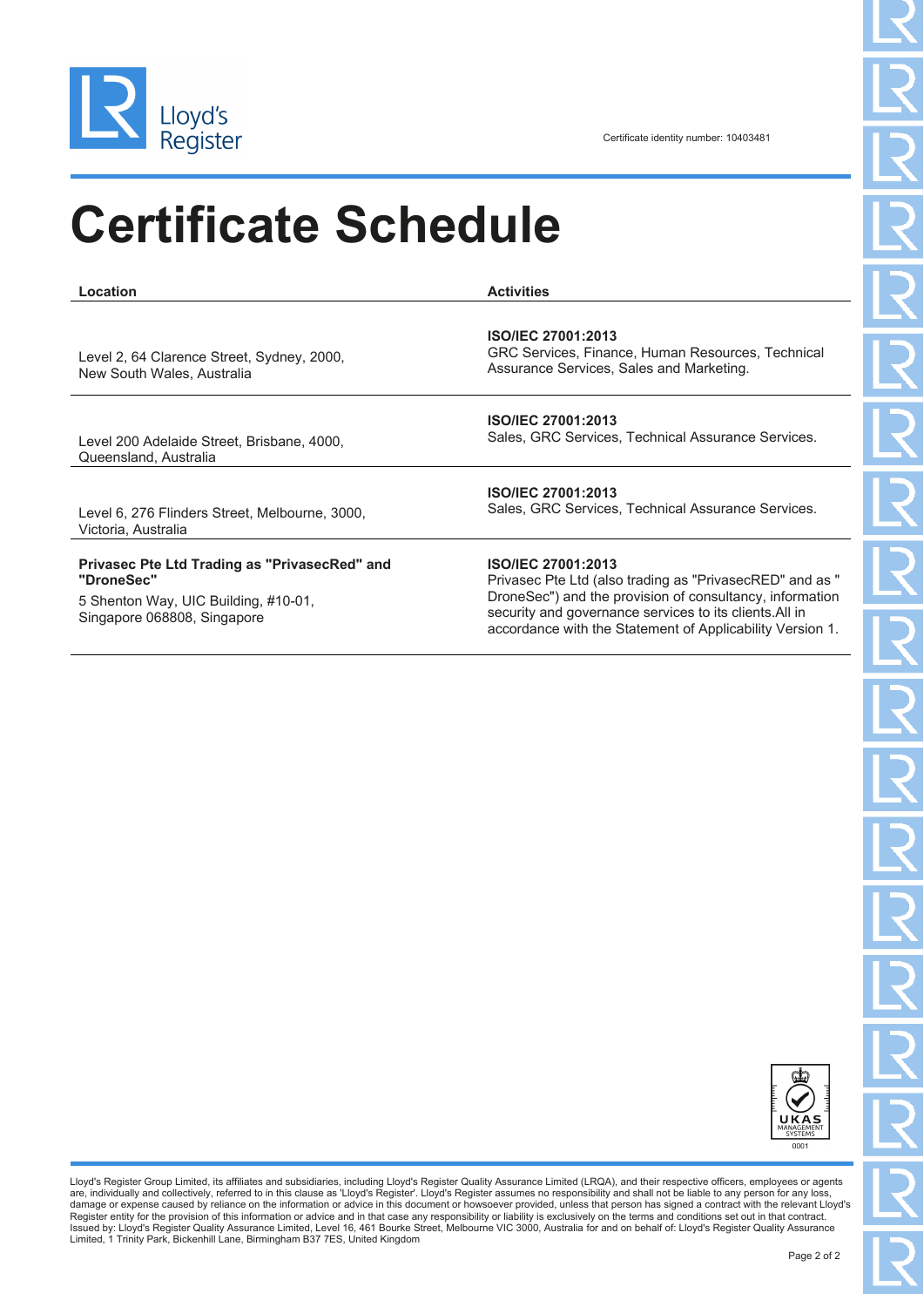Certificate identity number: 10403481

# Certificate Schedule

| Location | Activities |
| --- | --- |
| Level 2, 64 Clarence Street, Sydney, 2000, New South Wales, Australia | **ISO/IEC 27001:2013** GRC Services, Finance, Human Resources, Technical Assurance Services, Sales and Marketing. |
| Level 200 Adelaide Street, Brisbane, 4000, Queensland, Australia | **ISO/IEC 27001:2013** Sales, GRC Services, Technical Assurance Services. |
| Level 6, 276 Flinders Street, Melbourne, 3000, Victoria, Australia | **ISO/IEC 27001:2013** Sales, GRC Services, Technical Assurance Services. |
| **Privasec Pte Ltd Trading as "PrivasecRed" and "DroneSec"** 5 Shenton Way, UIC Building, #10-01, Singapore 068808, Singapore | **ISO/IEC 27001:2013** Privasec Pte Ltd (also trading as "PrivasecRED" and as " DroneSec") and the provision of consultancy, information security and governance services to its clients.All in accordance with the Statement of Applicability Version 1. |

UKAS MANAGEMENT SYSTEMS 0001

Lloyd's Register Group Limited, its affiliates and subsidiaries, including Lloyd's Register Quality Assurance Limited (LRQA), and their respective officers, employees or agents are, individually and collectively, referred to in this clause as 'Lloyd's Register'. Lloyd's Register assumes no responsibility and shall not be liable to any person for any loss, damage or expense caused by reliance on the information or advice in this document or howsoever provided, unless that person has signed a contract with the relevant Lloyd's Register entity for the provision of this information or advice and in that case any responsibility or liability is exclusively on the terms and conditions set out in that contract. Issued by: Lloyd's Register Quality Assurance Limited, Level 16, 461 Bourke Street, Melbourne VIC 3000, Australia for and on behalf of: Lloyd's Register Quality Assurance Limited, 1 Trinity Park, Bickenhill Lane, Birmingham B37 7ES, United Kingdom